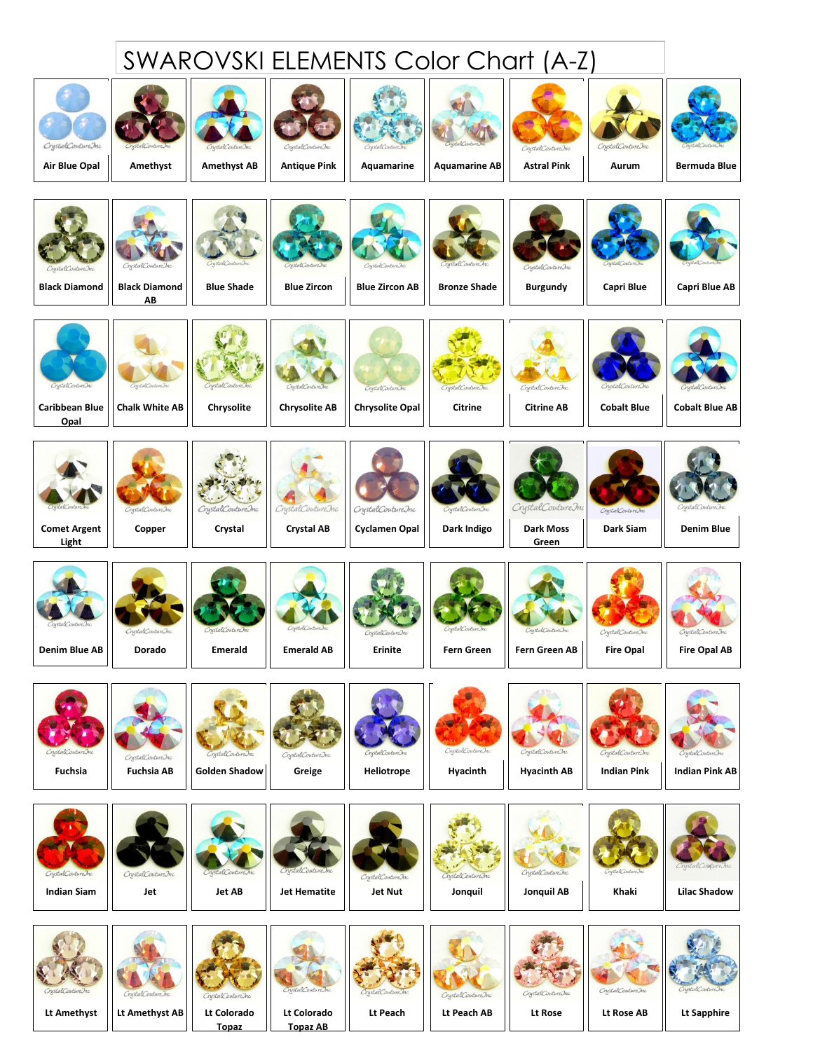# SWAROVSKI ELEMENTS Color Chart (A-Z)

| | | | | | | | | |
|---|---|---|---|---|---|---|---|---|
| Air Blue Opal | Amethyst | Amethyst AB | Antique Pink | Aquamarine | Aquamarine AB | Astral Pink | Aurum | Bermuda Blue |
| Black Diamond | Black Diamond AB | Blue Shade | Blue Zircon | Blue Zircon AB | Bronze Shade | Burgundy | Capri Blue | Capri Blue AB |
| Caribbean Blue Opal | Chalk White AB | Chrysolite | Chrysolite AB | Chrysolite Opal | Citrine | Citrine AB | Cobalt Blue | Cobalt Blue AB |
| Comet Argent Light | Copper | Crystal | Crystal AB | Cyclamen Opal | Dark Indigo | Dark Moss Green | Dark Siam | Denim Blue |
| Denim Blue AB | Dorado | Emerald | Emerald AB | Erinite | Fern Green | Fern Green AB | Fire Opal | Fire Opal AB |
| Fuchsia | Fuchsia AB | Golden Shadow | Greige | Heliotrope | Hyacinth | Hyacinth AB | Indian Pink | Indian Pink AB |
| Indian Siam | Jet | Jet AB | Jet Hematite | Jet Nut | Jonquil | Jonquil AB | Khaki | Lilac Shadow |
| Lt Amethyst | Lt Amethyst AB | Lt Colorado Topaz | Lt Colorado Topaz AB | Lt Peach | Lt Peach AB | Lt Rose | Lt Rose AB | Lt Sapphire |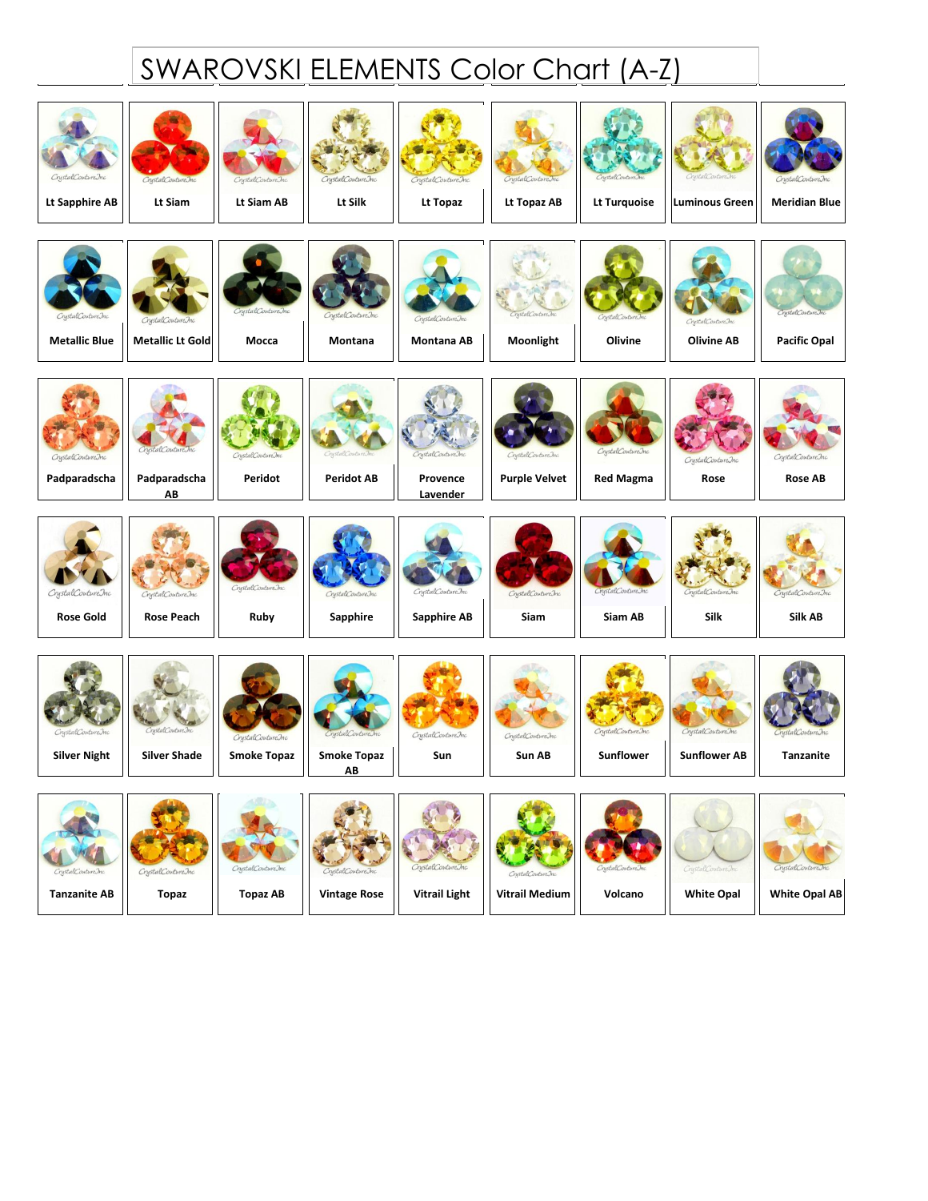# SWAROVSKI ELEMENTS Color Chart (A-Z)

| | | | | | | | | |
|---|---|---|---|---|---|---|---|---|
| Lt Sapphire AB | Lt Siam | Lt Siam AB | Lt Silk | Lt Topaz | Lt Topaz AB | Lt Turquoise | Luminous Green | Meridian Blue |
| Metallic Blue | Metallic Lt Gold | Mocca | Montana | Montana AB | Moonlight | Olivine | Olivine AB | Pacific Opal |
| Padparadscha | Padparadscha AB | Peridot | Peridot AB | Provence Lavender | Purple Velvet | Red Magma | Rose | Rose AB |
| Rose Gold | Rose Peach | Ruby | Sapphire | Sapphire AB | Siam | Siam AB | Silk | Silk AB |
| Silver Night | Silver Shade | Smoke Topaz | Smoke Topaz AB | Sun | Sun AB | Sunflower | Sunflower AB | Tanzanite |
| Tanzanite AB | Topaz | Topaz AB | Vintage Rose | Vitrail Light | Vitrail Medium | Volcano | White Opal | White Opal AB |